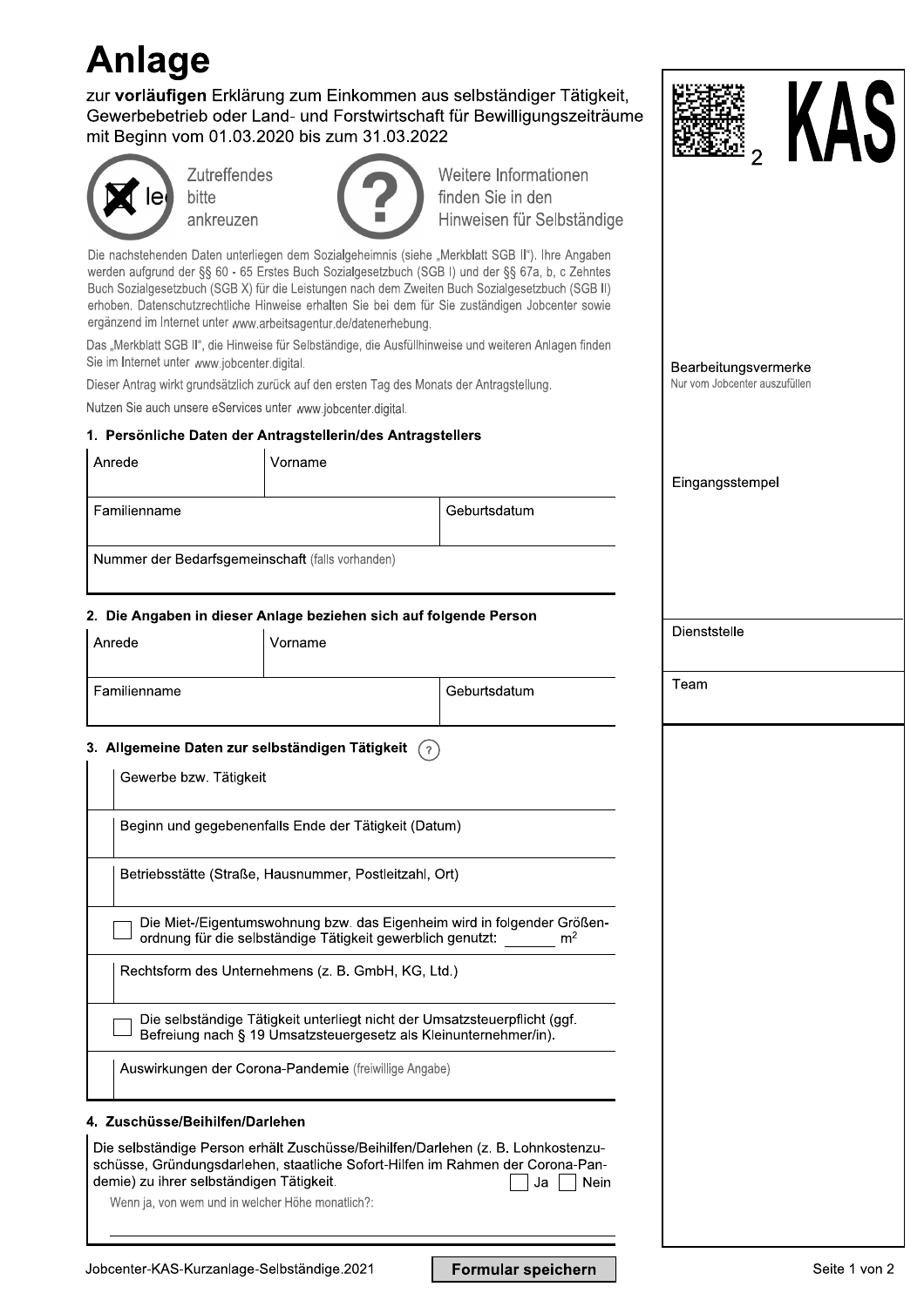# Anlage

zur **vorläufigen** Erklärung zum Einkommen aus selbständiger Tätigkeit, Gewerbebetrieb oder Land- und Forstwirtschaft für Bewilligungszeiträume mit Beginn vom 01.03.2020 bis zum 31.03.2022

**KAS** 2

Zutreffendes bitte ankreuzen

Weitere Informationen finden Sie in den Hinweisen für Selbständige

Die nachstehenden Daten unterliegen dem Sozialgeheimnis (siehe „Merkblatt SGB II"). Ihre Angaben werden aufgrund der §§ 60 - 65 Erstes Buch Sozialgesetzbuch (SGB I) und der §§ 67a, b, c Zehntes Buch Sozialgesetzbuch (SGB X) für die Leistungen nach dem Zweiten Buch Sozialgesetzbuch (SGB II) erhoben. Datenschutzrechtliche Hinweise erhalten Sie bei dem für Sie zuständigen Jobcenter sowie ergänzend im Internet unter www.arbeitsagentur.de/datenerhebung.

Das „Merkblatt SGB II", die Hinweise für Selbständige, die Ausfüllhinweise und weiteren Anlagen finden Sie im Internet unter www.jobcenter.digital.

Dieser Antrag wirkt grundsätzlich zurück auf den ersten Tag des Monats der Antragstellung.

Nutzen Sie auch unsere eServices unter www.jobcenter.digital.

Bearbeitungsvermerke
Nur vom Jobcenter auszufüllen

Eingangsstempel

Dienststelle

Team

## 1. Persönliche Daten der Antragstellerin/des Antragstellers

| Anrede | Vorname | |
|---|---|---|
| Familienname | | Geburtsdatum |
| Nummer der Bedarfsgemeinschaft (falls vorhanden) | | |

## 2. Die Angaben in dieser Anlage beziehen sich auf folgende Person

| Anrede | Vorname | |
|---|---|---|
| Familienname | | Geburtsdatum |

## 3. Allgemeine Daten zur selbständigen Tätigkeit

Gewerbe bzw. Tätigkeit

Beginn und gegebenenfalls Ende der Tätigkeit (Datum)

Betriebsstätte (Straße, Hausnummer, Postleitzahl, Ort)

☐ Die Miet-/Eigentumswohnung bzw. das Eigenheim wird in folgender Größenordnung für die selbständige Tätigkeit gewerblich genutzt: _______ m²

Rechtsform des Unternehmens (z. B. GmbH, KG, Ltd.)

☐ Die selbständige Tätigkeit unterliegt nicht der Umsatzsteuerpflicht (ggf. Befreiung nach § 19 Umsatzsteuergesetz als Kleinunternehmer/in).

Auswirkungen der Corona-Pandemie (freiwillige Angabe)

## 4. Zuschüsse/Beihilfen/Darlehen

Die selbständige Person erhält Zuschüsse/Beihilfen/Darlehen (z. B. Lohnkostenzuschüsse, Gründungsdarlehen, staatliche Sofort-Hilfen im Rahmen der Corona-Pandemie) zu ihrer selbständigen Tätigkeit. ☐ Ja ☐ Nein

Wenn ja, von wem und in welcher Höhe monatlich?:

Jobcenter-KAS-Kurzanlage-Selbständige.2021

Formular speichern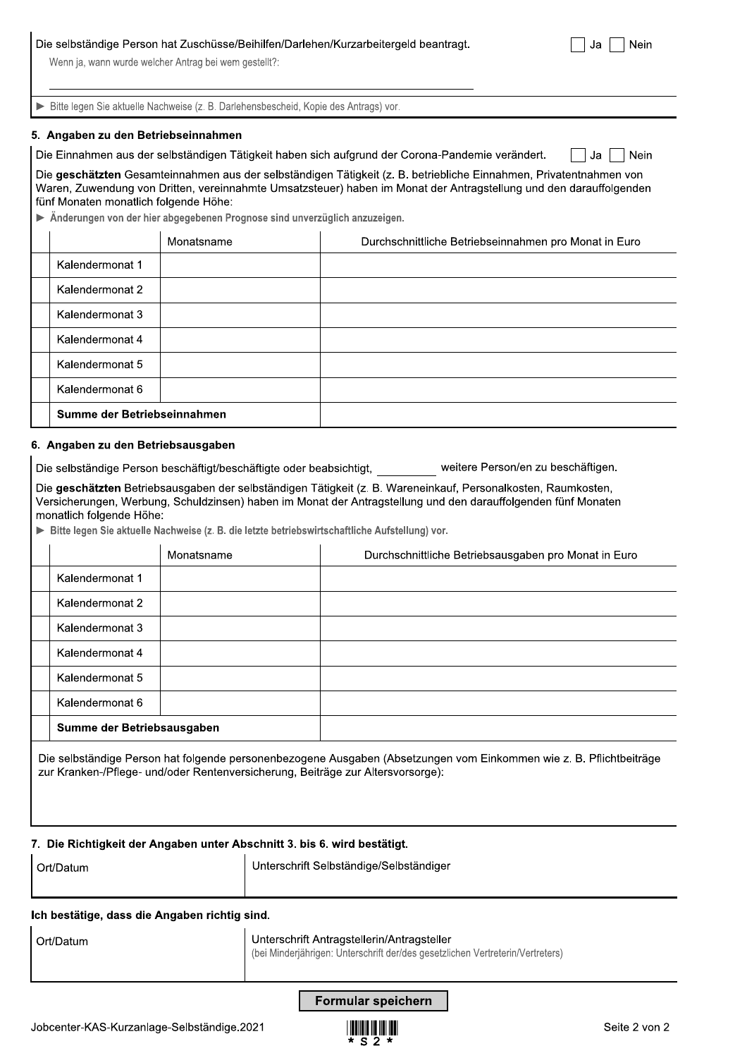Die selbständige Person hat Zuschüsse/Beihilfen/Darlehen/Kurzarbeitergeld beantragt. ☐ Ja ☐ Nein

Wenn ja, wann wurde welcher Antrag bei wem gestellt?:

\_\_\_\_\_\_\_\_\_\_\_\_\_\_\_\_\_\_\_\_\_\_\_\_\_\_\_\_\_\_\_\_\_\_\_\_\_\_\_\_

► Bitte legen Sie aktuelle Nachweise (z. B. Darlehensbescheid, Kopie des Antrags) vor.

## 5. Angaben zu den Betriebseinnahmen

Die Einnahmen aus der selbständigen Tätigkeit haben sich aufgrund der Corona-Pandemie verändert. ☐ Ja ☐ Nein

Die **geschätzten** Gesamteinnahmen aus der selbständigen Tätigkeit (z. B. betriebliche Einnahmen, Privatentnahmen von Waren, Zuwendung von Dritten, vereinnahmte Umsatzsteuer) haben im Monat der Antragstellung und den darauffolgenden fünf Monaten monatlich folgende Höhe:

► **Änderungen von der hier abgegebenen Prognose sind unverzüglich anzuzeigen.**

| | Monatsname | Durchschnittliche Betriebseinnahmen pro Monat in Euro |
|---|---|---|
| Kalendermonat 1 | | |
| Kalendermonat 2 | | |
| Kalendermonat 3 | | |
| Kalendermonat 4 | | |
| Kalendermonat 5 | | |
| Kalendermonat 6 | | |
| **Summe der Betriebseinnahmen** | | |

## 6. Angaben zu den Betriebsausgaben

Die selbständige Person beschäftigt/beschäftigte oder beabsichtigt, \_\_\_\_\_\_\_\_ weitere Person/en zu beschäftigen.

Die **geschätzten** Betriebsausgaben der selbständigen Tätigkeit (z. B. Wareneinkauf, Personalkosten, Raumkosten, Versicherungen, Werbung, Schuldzinsen) haben im Monat der Antragstellung und den darauffolgenden fünf Monaten monatlich folgende Höhe:

► **Bitte legen Sie aktuelle Nachweise (z. B. die letzte betriebswirtschaftliche Aufstellung) vor.**

| | Monatsname | Durchschnittliche Betriebsausgaben pro Monat in Euro |
|---|---|---|
| Kalendermonat 1 | | |
| Kalendermonat 2 | | |
| Kalendermonat 3 | | |
| Kalendermonat 4 | | |
| Kalendermonat 5 | | |
| Kalendermonat 6 | | |
| **Summe der Betriebsausgaben** | | |

Die selbständige Person hat folgende personenbezogene Ausgaben (Absetzungen vom Einkommen wie z. B. Pflichtbeiträge zur Kranken-/Pflege- und/oder Rentenversicherung, Beiträge zur Altersvorsorge):

## 7. Die Richtigkeit der Angaben unter Abschnitt 3. bis 6. wird bestätigt.

| Ort/Datum | Unterschrift Selbständige/Selbständiger |
|---|---|
| | |

**Ich bestätige, dass die Angaben richtig sind.**

| Ort/Datum | Unterschrift Antragstellerin/Antragsteller (bei Minderjährigen: Unterschrift der/des gesetzlichen Vertreterin/Vertreters) |
|---|---|
| | |

**Formular speichern**

Jobcenter-KAS-Kurzanlage-Selbständige.2021